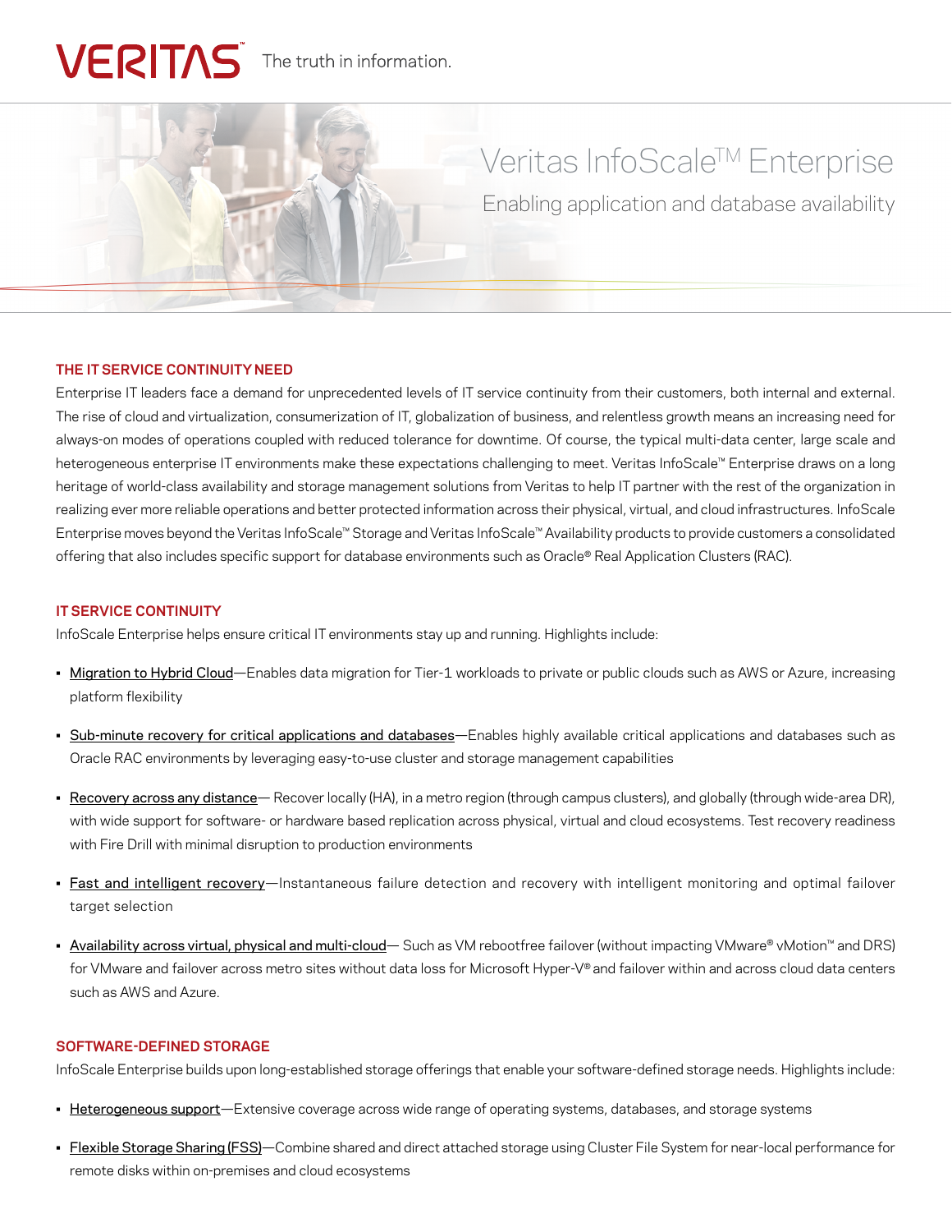VERITAS The truth in information.

# Veritas InfoScale™ Enterprise

## Enabling application and database availability

### THE IT SERVICE CONTINUITY NEED

Enterprise IT leaders face a demand for unprecedented levels of IT service continuity from their customers, both internal and external. The rise of cloud and virtualization, consumerization of IT, globalization of business, and relentless growth means an increasing need for always-on modes of operations coupled with reduced tolerance for downtime. Of course, the typical multi-data center, large scale and heterogeneous enterprise IT environments make these expectations challenging to meet. Veritas InfoScale™ Enterprise draws on a long heritage of world-class availability and storage management solutions from Veritas to help IT partner with the rest of the organization in realizing ever more reliable operations and better protected information across their physical, virtual, and cloud infrastructures. InfoScale Enterprise moves beyond the Veritas InfoScale™ Storage and Veritas InfoScale™ Availability products to provide customers a consolidated offering that also includes specific support for database environments such as Oracle® Real Application Clusters (RAC).

### IT SERVICE CONTINUITY

InfoScale Enterprise helps ensure critical IT environments stay up and running. Highlights include:

- Migration to Hybrid Cloud—Enables data migration for Tier-1 workloads to private or public clouds such as AWS or Azure, increasing platform flexibility
- Sub-minute recovery for critical applications and databases—Enables highly available critical applications and databases such as Oracle RAC environments by leveraging easy-to-use cluster and storage management capabilities
- Recovery across any distance— Recover locally (HA), in a metro region (through campus clusters), and globally (through wide-area DR), with wide support for software- or hardware based replication across physical, virtual and cloud ecosystems. Test recovery readiness with Fire Drill with minimal disruption to production environments
- Fast and intelligent recovery—Instantaneous failure detection and recovery with intelligent monitoring and optimal failover target selection
- Availability across virtual, physical and multi-cloud— Such as VM rebootfree failover (without impacting VMware® vMotion™ and DRS) for VMware and failover across metro sites without data loss for Microsoft Hyper-V® and failover within and across cloud data centers such as AWS and Azure.

### SOFTWARE-DEFINED STORAGE

InfoScale Enterprise builds upon long-established storage offerings that enable your software-defined storage needs. Highlights include:

- Heterogeneous support—Extensive coverage across wide range of operating systems, databases, and storage systems
- Flexible Storage Sharing (FSS)—Combine shared and direct attached storage using Cluster File System for near-local performance for remote disks within on-premises and cloud ecosystems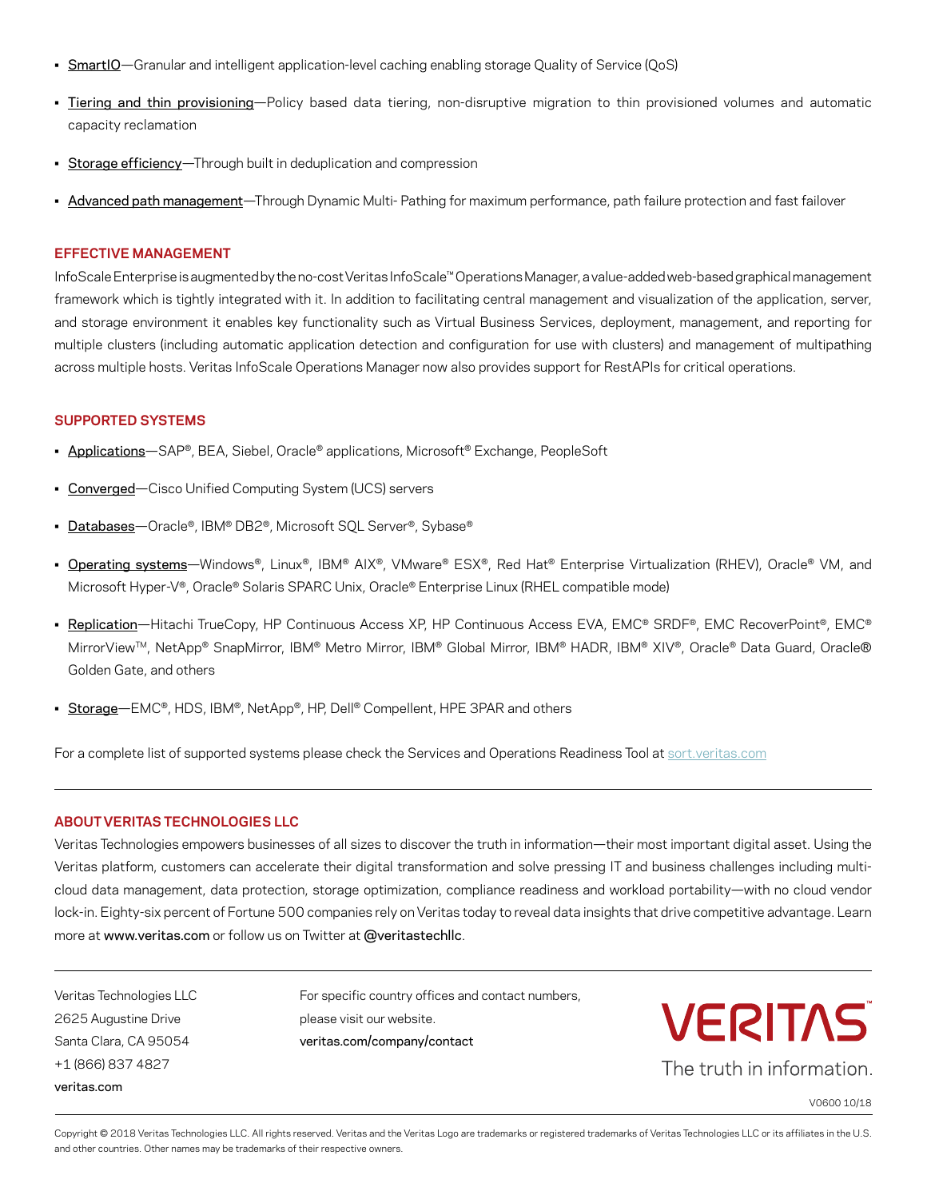- SmartIO—Granular and intelligent application-level caching enabling storage Quality of Service (QoS)
- Tiering and thin provisioning—Policy based data tiering, non-disruptive migration to thin provisioned volumes and automatic capacity reclamation
- Storage efficiency—Through built in deduplication and compression
- Advanced path management—Through Dynamic Multi- Pathing for maximum performance, path failure protection and fast failover

## EFFECTIVE MANAGEMENT

InfoScale Enterprise is augmented by the no-cost Veritas InfoScale™ Operations Manager, a value-added web-based graphical management framework which is tightly integrated with it. In addition to facilitating central management and visualization of the application, server, and storage environment it enables key functionality such as Virtual Business Services, deployment, management, and reporting for multiple clusters (including automatic application detection and configuration for use with clusters) and management of multipathing across multiple hosts. Veritas InfoScale Operations Manager now also provides support for RestAPIs for critical operations.

## SUPPORTED SYSTEMS

- Applications—SAP®, BEA, Siebel, Oracle® applications, Microsoft® Exchange, PeopleSoft
- Converged—Cisco Unified Computing System (UCS) servers
- Databases—Oracle®, IBM® DB2®, Microsoft SQL Server®, Sybase®
- Operating systems—Windows®, Linux®, IBM® AIX®, VMware® ESX®, Red Hat® Enterprise Virtualization (RHEV), Oracle® VM, and Microsoft Hyper-V®, Oracle® Solaris SPARC Unix, Oracle® Enterprise Linux (RHEL compatible mode)
- Replication—Hitachi TrueCopy, HP Continuous Access XP, HP Continuous Access EVA, EMC® SRDF®, EMC RecoverPoint®, EMC® MirrorView™, NetApp® SnapMirror, IBM® Metro Mirror, IBM® Global Mirror, IBM® HADR, IBM® XIV®, Oracle® Data Guard, Oracle® Golden Gate, and others
- Storage—EMC®, HDS, IBM®, NetApp®, HP, Dell® Compellent, HPE 3PAR and others

For a complete list of supported systems please check the Services and Operations Readiness Tool at sort.veritas.com

---

## ABOUT VERITAS TECHNOLOGIES LLC

Veritas Technologies empowers businesses of all sizes to discover the truth in information—their most important digital asset. Using the Veritas platform, customers can accelerate their digital transformation and solve pressing IT and business challenges including multi-cloud data management, data protection, storage optimization, compliance readiness and workload portability—with no cloud vendor lock-in. Eighty-six percent of Fortune 500 companies rely on Veritas today to reveal data insights that drive competitive advantage. Learn more at www.veritas.com or follow us on Twitter at @veritastechllc.

---

Veritas Technologies LLC
2625 Augustine Drive
Santa Clara, CA 95054
+1 (866) 837 4827
veritas.com

For specific country offices and contact numbers, please visit our website.
veritas.com/company/contact

VERITAS™
The truth in information.

V0600 10/18

Copyright © 2018 Veritas Technologies LLC. All rights reserved. Veritas and the Veritas Logo are trademarks or registered trademarks of Veritas Technologies LLC or its affiliates in the U.S. and other countries. Other names may be trademarks of their respective owners.